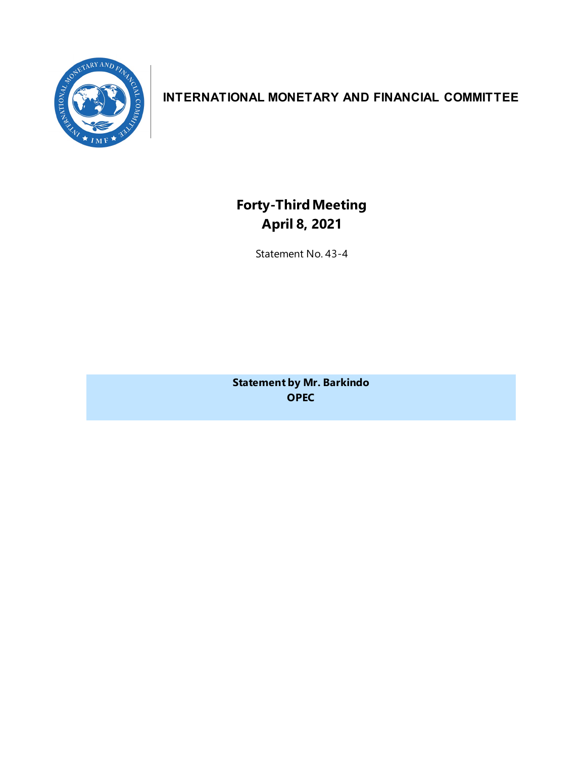# INTERNATIONAL MONETARY AND FINANCIAL COMMITTEE

## Forty-Third Meeting
## April 8, 2021

Statement No. 43-4

**Statement by Mr. Barkindo**
**OPEC**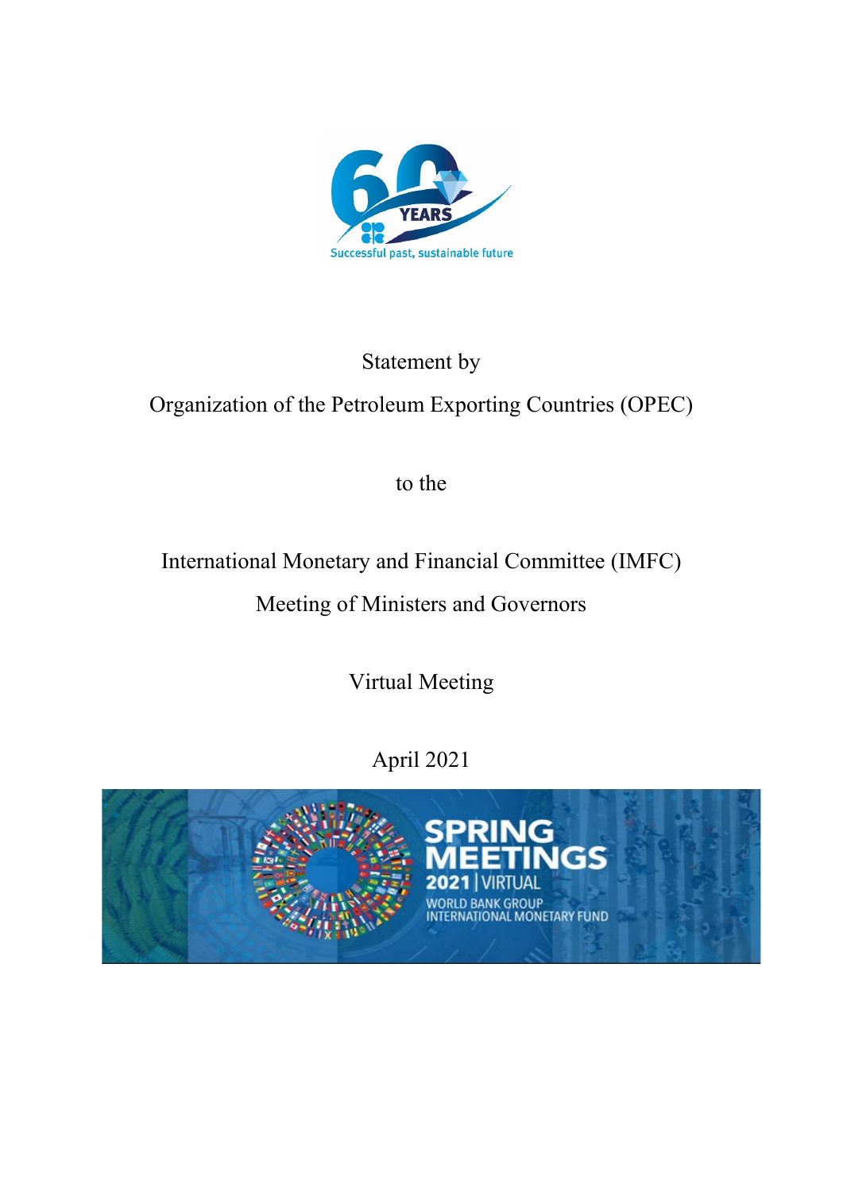Statement by

Organization of the Petroleum Exporting Countries (OPEC)

to the

International Monetary and Financial Committee (IMFC)

Meeting of Ministers and Governors

Virtual Meeting

April 2021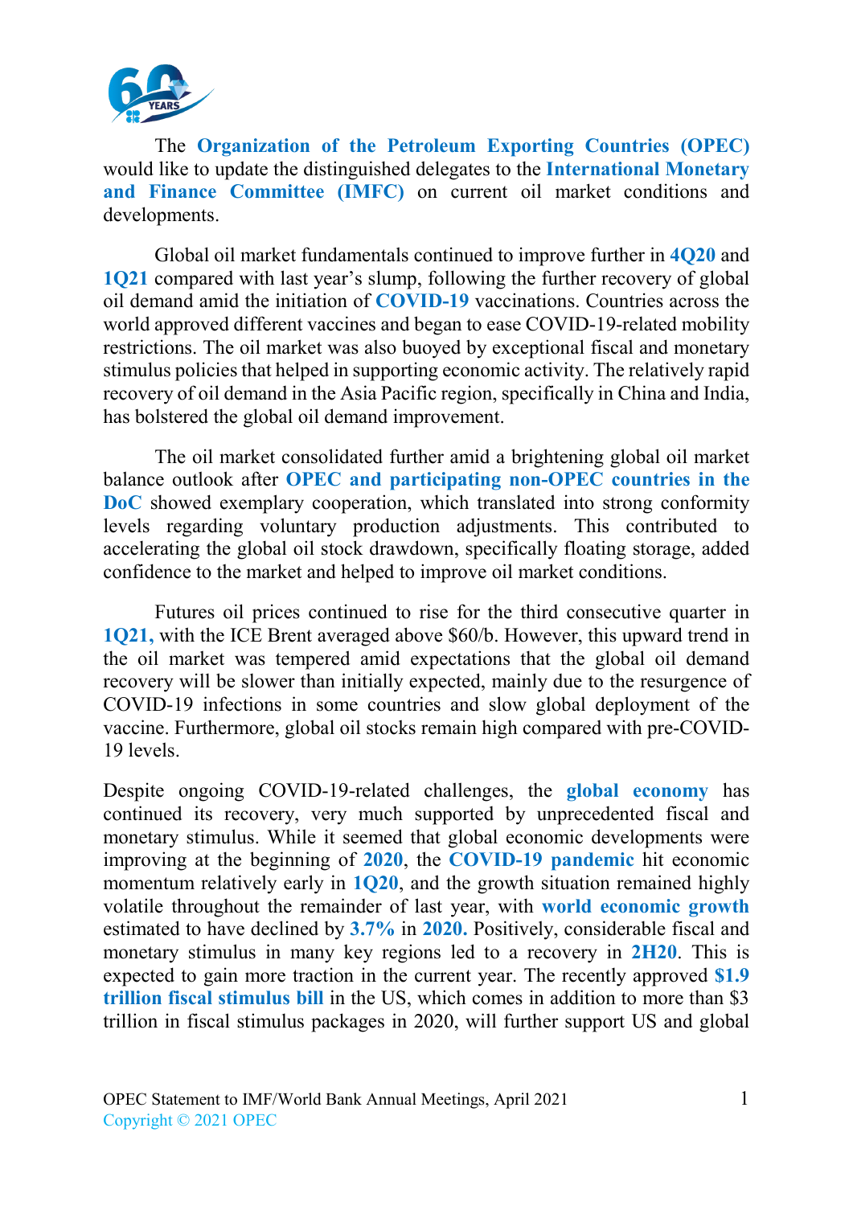The **Organization of the Petroleum Exporting Countries (OPEC)** would like to update the distinguished delegates to the **International Monetary and Finance Committee (IMFC)** on current oil market conditions and developments.

Global oil market fundamentals continued to improve further in **4Q20** and **1Q21** compared with last year's slump, following the further recovery of global oil demand amid the initiation of **COVID-19** vaccinations. Countries across the world approved different vaccines and began to ease COVID-19-related mobility restrictions. The oil market was also buoyed by exceptional fiscal and monetary stimulus policies that helped in supporting economic activity. The relatively rapid recovery of oil demand in the Asia Pacific region, specifically in China and India, has bolstered the global oil demand improvement.

The oil market consolidated further amid a brightening global oil market balance outlook after **OPEC and participating non-OPEC countries in the DoC** showed exemplary cooperation, which translated into strong conformity levels regarding voluntary production adjustments. This contributed to accelerating the global oil stock drawdown, specifically floating storage, added confidence to the market and helped to improve oil market conditions.

Futures oil prices continued to rise for the third consecutive quarter in **1Q21,** with the ICE Brent averaged above $60/b. However, this upward trend in the oil market was tempered amid expectations that the global oil demand recovery will be slower than initially expected, mainly due to the resurgence of COVID-19 infections in some countries and slow global deployment of the vaccine. Furthermore, global oil stocks remain high compared with pre-COVID-19 levels.

Despite ongoing COVID-19-related challenges, the **global economy** has continued its recovery, very much supported by unprecedented fiscal and monetary stimulus. While it seemed that global economic developments were improving at the beginning of **2020**, the **COVID-19 pandemic** hit economic momentum relatively early in **1Q20**, and the growth situation remained highly volatile throughout the remainder of last year, with **world economic growth** estimated to have declined by **3.7%** in **2020.** Positively, considerable fiscal and monetary stimulus in many key regions led to a recovery in **2H20**. This is expected to gain more traction in the current year. The recently approved **$1.9 trillion fiscal stimulus bill** in the US, which comes in addition to more than $3 trillion in fiscal stimulus packages in 2020, will further support US and global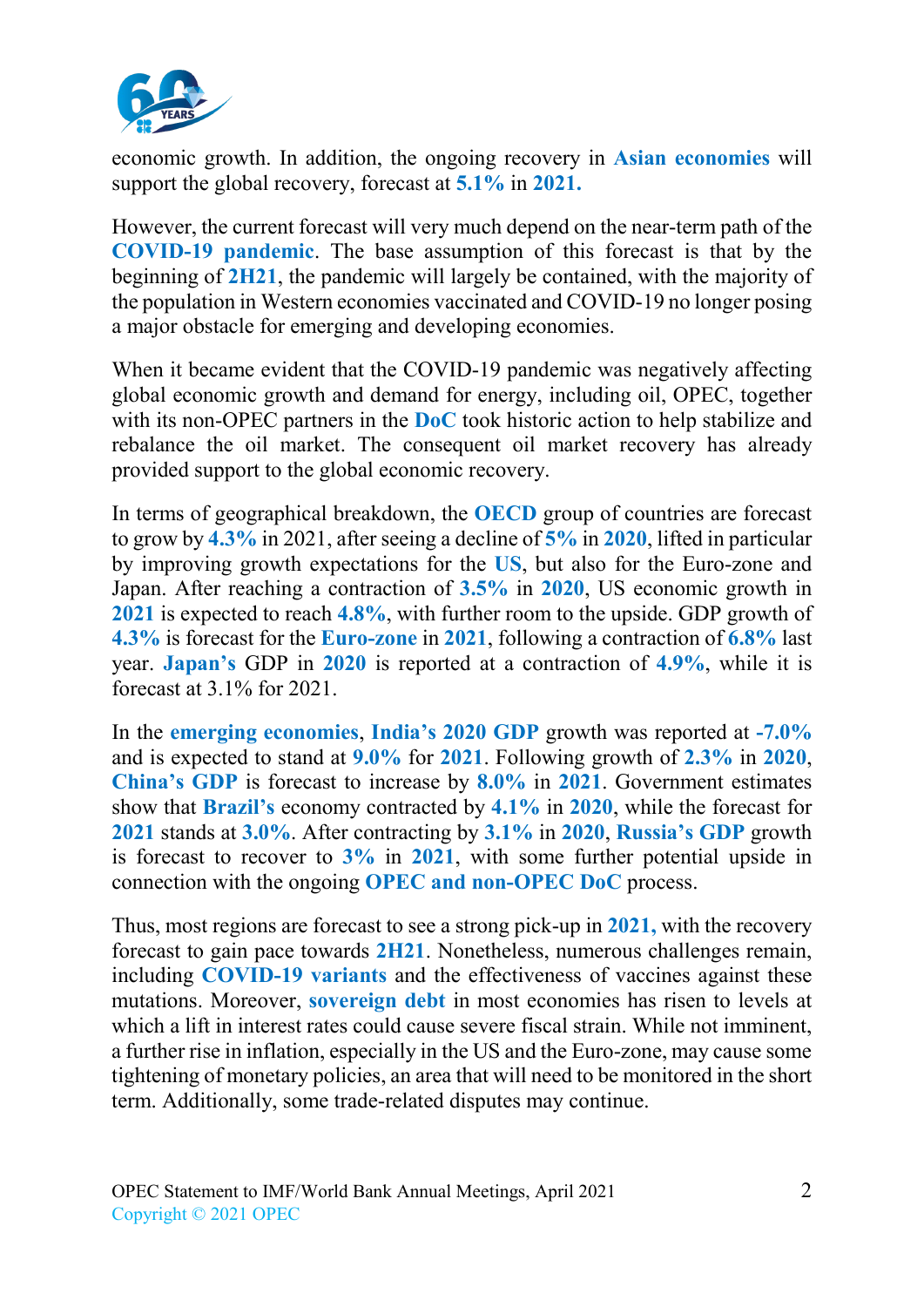economic growth. In addition, the ongoing recovery in **Asian economies** will support the global recovery, forecast at **5.1%** in **2021.**

However, the current forecast will very much depend on the near-term path of the **COVID-19 pandemic**. The base assumption of this forecast is that by the beginning of **2H21**, the pandemic will largely be contained, with the majority of the population in Western economies vaccinated and COVID-19 no longer posing a major obstacle for emerging and developing economies.

When it became evident that the COVID-19 pandemic was negatively affecting global economic growth and demand for energy, including oil, OPEC, together with its non-OPEC partners in the **DoC** took historic action to help stabilize and rebalance the oil market. The consequent oil market recovery has already provided support to the global economic recovery.

In terms of geographical breakdown, the **OECD** group of countries are forecast to grow by **4.3%** in 2021, after seeing a decline of **5%** in **2020**, lifted in particular by improving growth expectations for the **US**, but also for the Euro-zone and Japan. After reaching a contraction of **3.5%** in **2020**, US economic growth in **2021** is expected to reach **4.8%**, with further room to the upside. GDP growth of **4.3%** is forecast for the **Euro-zone** in **2021**, following a contraction of **6.8%** last year. **Japan's** GDP in **2020** is reported at a contraction of **4.9%**, while it is forecast at 3.1% for 2021.

In the **emerging economies**, **India's 2020 GDP** growth was reported at **-7.0%** and is expected to stand at **9.0%** for **2021**. Following growth of **2.3%** in **2020**, **China's GDP** is forecast to increase by **8.0%** in **2021**. Government estimates show that **Brazil's** economy contracted by **4.1%** in **2020**, while the forecast for **2021** stands at **3.0%**. After contracting by **3.1%** in **2020**, **Russia's GDP** growth is forecast to recover to **3%** in **2021**, with some further potential upside in connection with the ongoing **OPEC and non-OPEC DoC** process.

Thus, most regions are forecast to see a strong pick-up in **2021,** with the recovery forecast to gain pace towards **2H21**. Nonetheless, numerous challenges remain, including **COVID-19 variants** and the effectiveness of vaccines against these mutations. Moreover, **sovereign debt** in most economies has risen to levels at which a lift in interest rates could cause severe fiscal strain. While not imminent, a further rise in inflation, especially in the US and the Euro-zone, may cause some tightening of monetary policies, an area that will need to be monitored in the short term. Additionally, some trade-related disputes may continue.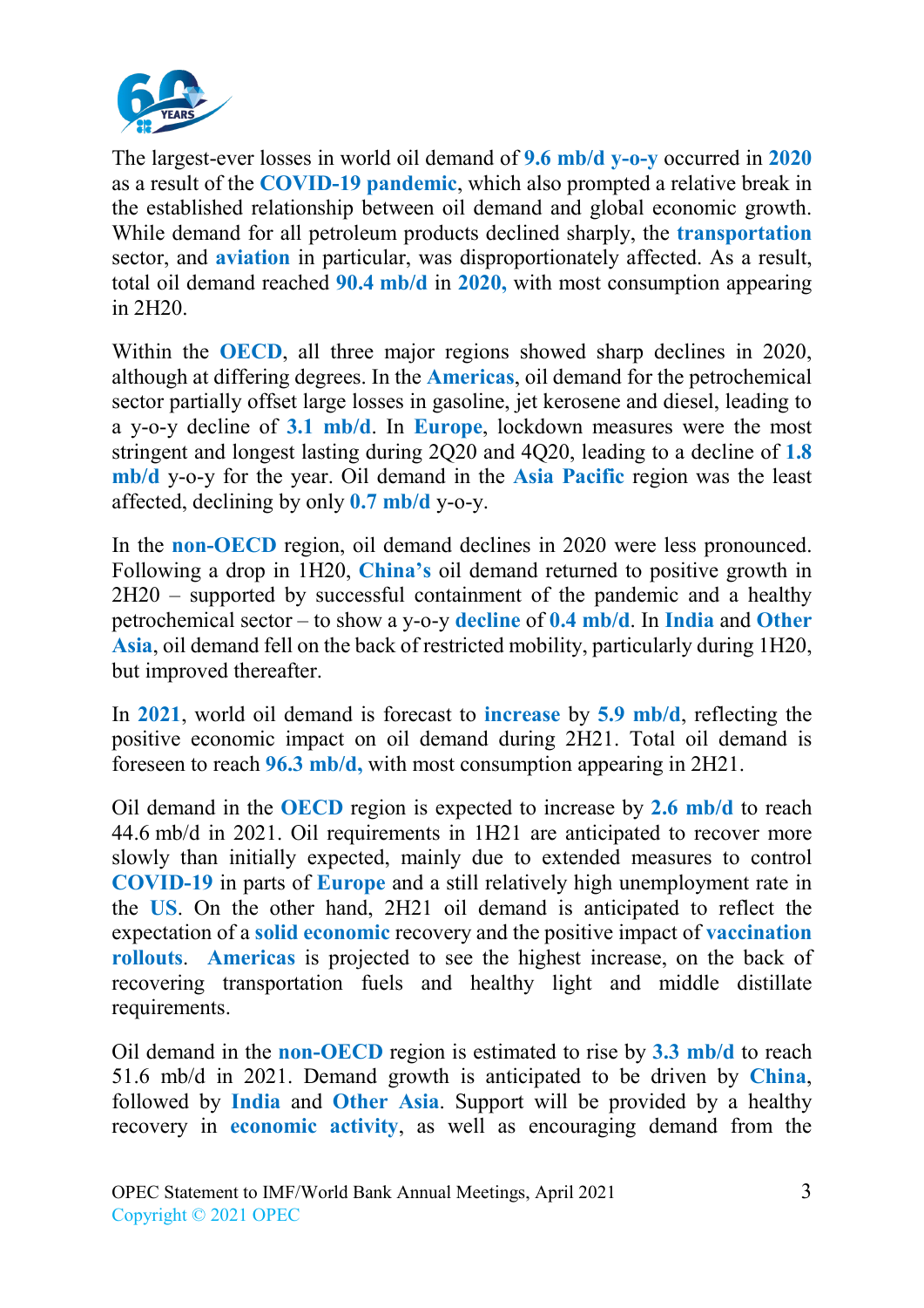The largest-ever losses in world oil demand of **9.6 mb/d y-o-y** occurred in **2020** as a result of the **COVID-19 pandemic**, which also prompted a relative break in the established relationship between oil demand and global economic growth. While demand for all petroleum products declined sharply, the **transportation** sector, and **aviation** in particular, was disproportionately affected. As a result, total oil demand reached **90.4 mb/d** in **2020,** with most consumption appearing in 2H20.

Within the **OECD**, all three major regions showed sharp declines in 2020, although at differing degrees. In the **Americas**, oil demand for the petrochemical sector partially offset large losses in gasoline, jet kerosene and diesel, leading to a y-o-y decline of **3.1 mb/d**. In **Europe**, lockdown measures were the most stringent and longest lasting during 2Q20 and 4Q20, leading to a decline of **1.8 mb/d** y-o-y for the year. Oil demand in the **Asia Pacific** region was the least affected, declining by only **0.7 mb/d** y-o-y.

In the **non-OECD** region, oil demand declines in 2020 were less pronounced. Following a drop in 1H20, **China's** oil demand returned to positive growth in 2H20 – supported by successful containment of the pandemic and a healthy petrochemical sector – to show a y-o-y **decline** of **0.4 mb/d**. In **India** and **Other Asia**, oil demand fell on the back of restricted mobility, particularly during 1H20, but improved thereafter.

In **2021**, world oil demand is forecast to **increase** by **5.9 mb/d**, reflecting the positive economic impact on oil demand during 2H21. Total oil demand is foreseen to reach **96.3 mb/d,** with most consumption appearing in 2H21.

Oil demand in the **OECD** region is expected to increase by **2.6 mb/d** to reach 44.6 mb/d in 2021. Oil requirements in 1H21 are anticipated to recover more slowly than initially expected, mainly due to extended measures to control **COVID-19** in parts of **Europe** and a still relatively high unemployment rate in the **US**. On the other hand, 2H21 oil demand is anticipated to reflect the expectation of a **solid economic** recovery and the positive impact of **vaccination rollouts**. **Americas** is projected to see the highest increase, on the back of recovering transportation fuels and healthy light and middle distillate requirements.

Oil demand in the **non-OECD** region is estimated to rise by **3.3 mb/d** to reach 51.6 mb/d in 2021. Demand growth is anticipated to be driven by **China**, followed by **India** and **Other Asia**. Support will be provided by a healthy recovery in **economic activity**, as well as encouraging demand from the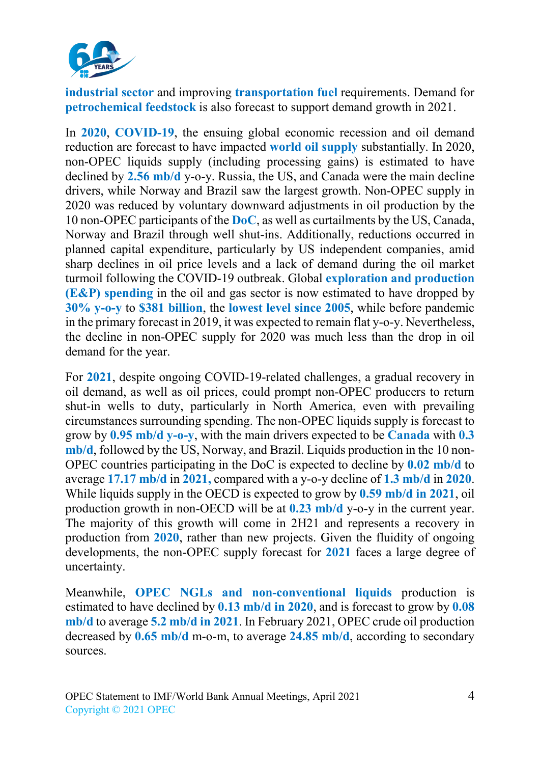**industrial sector** and improving **transportation fuel** requirements. Demand for **petrochemical feedstock** is also forecast to support demand growth in 2021.

In **2020**, **COVID-19**, the ensuing global economic recession and oil demand reduction are forecast to have impacted **world oil supply** substantially. In 2020, non-OPEC liquids supply (including processing gains) is estimated to have declined by **2.56 mb/d** y-o-y. Russia, the US, and Canada were the main decline drivers, while Norway and Brazil saw the largest growth. Non-OPEC supply in 2020 was reduced by voluntary downward adjustments in oil production by the 10 non-OPEC participants of the **DoC**, as well as curtailments by the US, Canada, Norway and Brazil through well shut-ins. Additionally, reductions occurred in planned capital expenditure, particularly by US independent companies, amid sharp declines in oil price levels and a lack of demand during the oil market turmoil following the COVID-19 outbreak. Global **exploration and production (E&P) spending** in the oil and gas sector is now estimated to have dropped by **30% y-o-y** to **$381 billion**, the **lowest level since 2005**, while before pandemic in the primary forecast in 2019, it was expected to remain flat y-o-y. Nevertheless, the decline in non-OPEC supply for 2020 was much less than the drop in oil demand for the year.

For **2021**, despite ongoing COVID-19-related challenges, a gradual recovery in oil demand, as well as oil prices, could prompt non-OPEC producers to return shut-in wells to duty, particularly in North America, even with prevailing circumstances surrounding spending. The non-OPEC liquids supply is forecast to grow by **0.95 mb/d y-o-y**, with the main drivers expected to be **Canada** with **0.3 mb/d**, followed by the US, Norway, and Brazil. Liquids production in the 10 non-OPEC countries participating in the DoC is expected to decline by **0.02 mb/d** to average **17.17 mb/d** in **2021,** compared with a y-o-y decline of **1.3 mb/d** in **2020**. While liquids supply in the OECD is expected to grow by **0.59 mb/d in 2021**, oil production growth in non-OECD will be at **0.23 mb/d** y-o-y in the current year. The majority of this growth will come in 2H21 and represents a recovery in production from **2020**, rather than new projects. Given the fluidity of ongoing developments, the non-OPEC supply forecast for **2021** faces a large degree of uncertainty.

Meanwhile, **OPEC NGLs and non-conventional liquids** production is estimated to have declined by **0.13 mb/d in 2020**, and is forecast to grow by **0.08 mb/d** to average **5.2 mb/d in 2021**. In February 2021, OPEC crude oil production decreased by **0.65 mb/d** m-o-m, to average **24.85 mb/d**, according to secondary sources.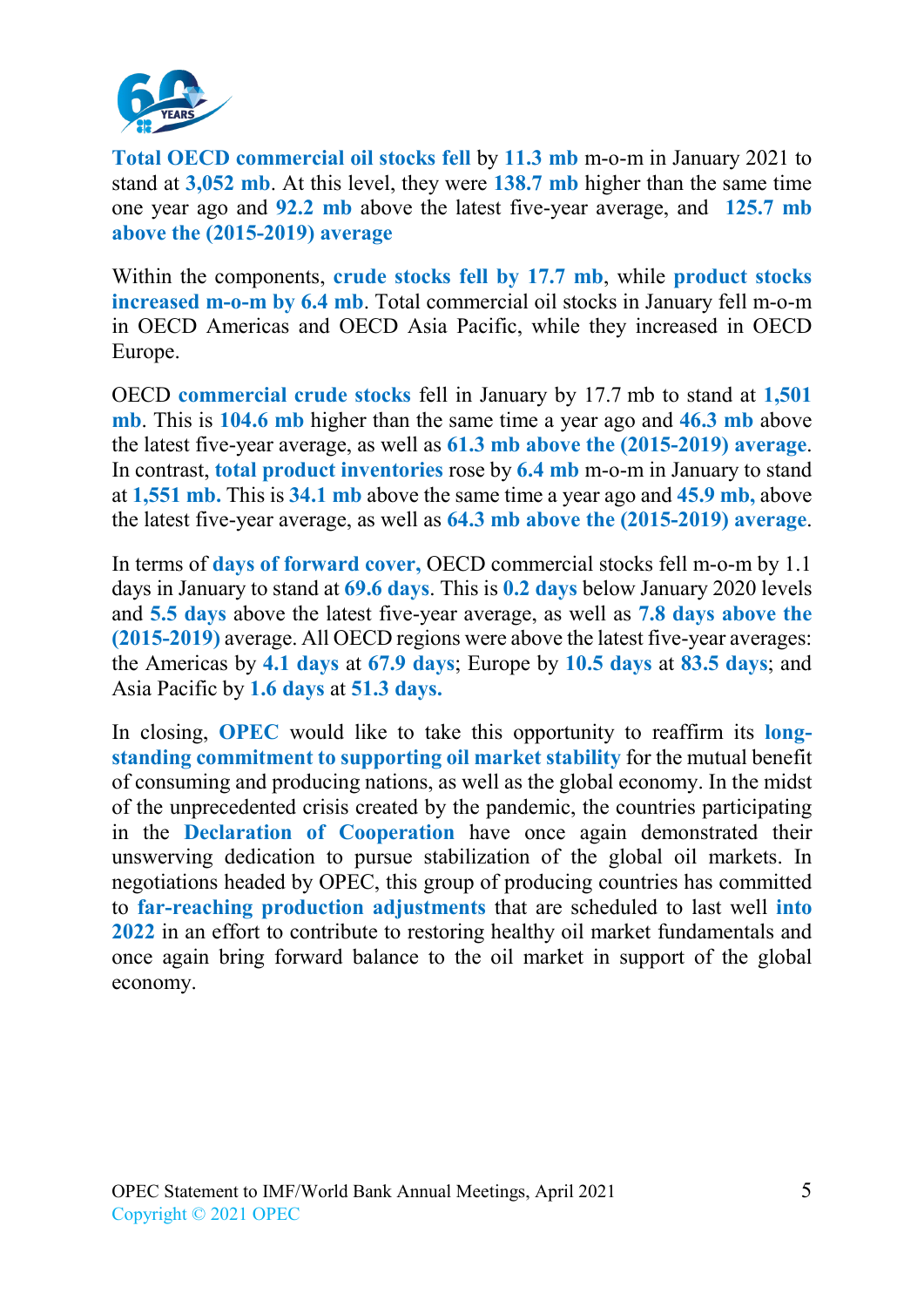**Total OECD commercial oil stocks fell** by **11.3 mb** m-o-m in January 2021 to stand at **3,052 mb**. At this level, they were **138.7 mb** higher than the same time one year ago and **92.2 mb** above the latest five-year average, and **125.7 mb above the (2015-2019) average**

Within the components, **crude stocks fell by 17.7 mb**, while **product stocks increased m-o-m by 6.4 mb**. Total commercial oil stocks in January fell m-o-m in OECD Americas and OECD Asia Pacific, while they increased in OECD Europe.

OECD **commercial crude stocks** fell in January by 17.7 mb to stand at **1,501 mb**. This is **104.6 mb** higher than the same time a year ago and **46.3 mb** above the latest five-year average, as well as **61.3 mb above the (2015-2019) average**. In contrast, **total product inventories** rose by **6.4 mb** m-o-m in January to stand at **1,551 mb.** This is **34.1 mb** above the same time a year ago and **45.9 mb,** above the latest five-year average, as well as **64.3 mb above the (2015-2019) average**.

In terms of **days of forward cover,** OECD commercial stocks fell m-o-m by 1.1 days in January to stand at **69.6 days**. This is **0.2 days** below January 2020 levels and **5.5 days** above the latest five-year average, as well as **7.8 days above the (2015-2019)** average. All OECD regions were above the latest five-year averages: the Americas by **4.1 days** at **67.9 days**; Europe by **10.5 days** at **83.5 days**; and Asia Pacific by **1.6 days** at **51.3 days.**

In closing, **OPEC** would like to take this opportunity to reaffirm its **long-standing commitment to supporting oil market stability** for the mutual benefit of consuming and producing nations, as well as the global economy. In the midst of the unprecedented crisis created by the pandemic, the countries participating in the **Declaration of Cooperation** have once again demonstrated their unswerving dedication to pursue stabilization of the global oil markets. In negotiations headed by OPEC, this group of producing countries has committed to **far-reaching production adjustments** that are scheduled to last well **into 2022** in an effort to contribute to restoring healthy oil market fundamentals and once again bring forward balance to the oil market in support of the global economy.